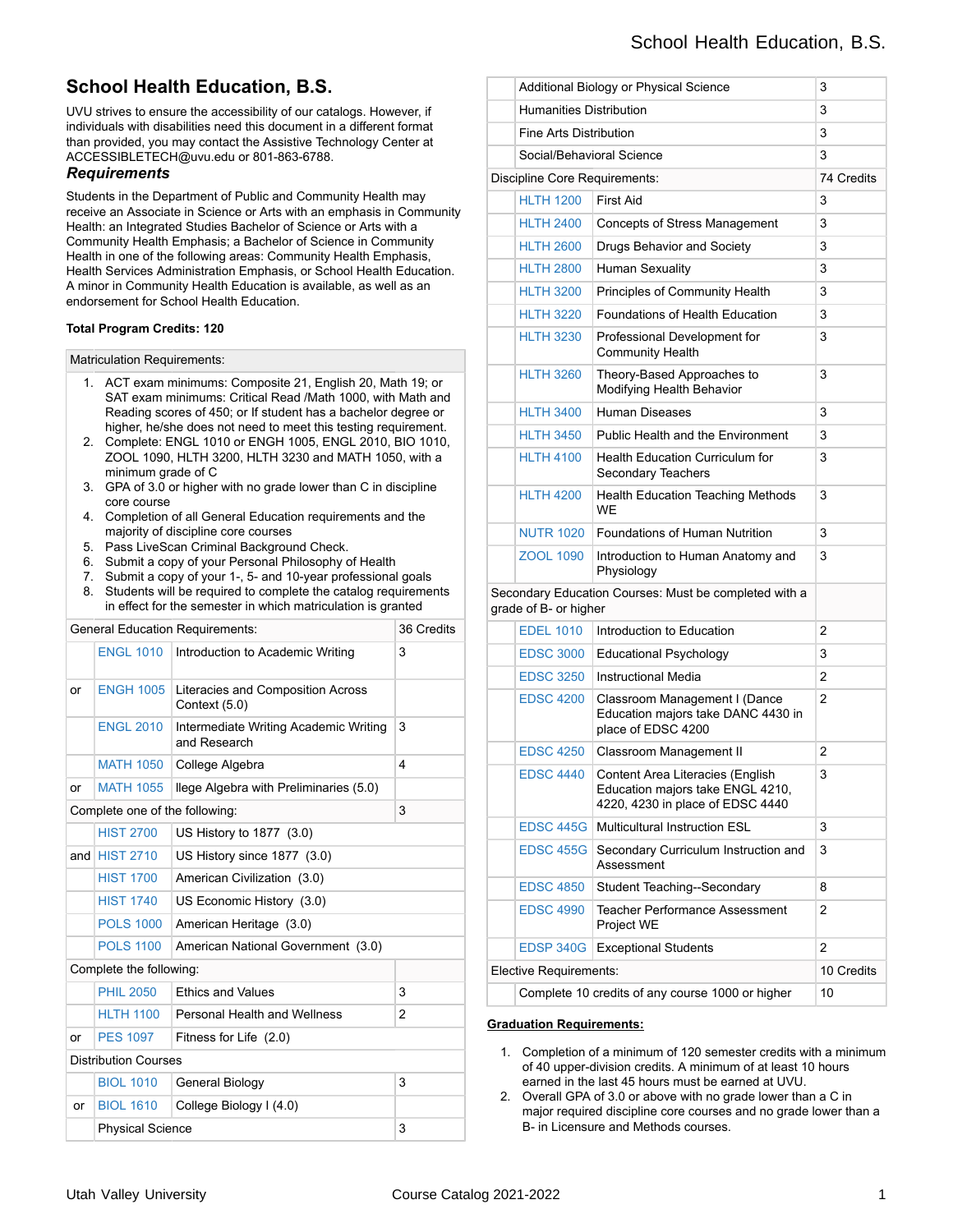# School Health Education, B.S.

UVU strives to ensure the accessibility of our catalogs. However, if individuals with disabilities need this document in a different format than provided, you may contact the Assistive Technology Center at ACCESSIBLETECH@uvu.edu or 801-863-6788.

### *Requirements*

Students in the Department of Public and Community Health may receive an Associate in Science or Arts with an emphasis in Community Health: an Integrated Studies Bachelor of Science or Arts with a Community Health Emphasis; a Bachelor of Science in Community Health in one of the following areas: Community Health Emphasis, Health Services Administration Emphasis, or School Health Education. A minor in Community Health Education is available, as well as an endorsement for School Health Education.

**Total Program Credits: 120**

| | | | |
|---|---|---|---|
| Matriculation Requirements: | | | |

1. ACT exam minimums: Composite 21, English 20, Math 19; or SAT exam minimums: Critical Read /Math 1000, with Math and Reading scores of 450; or If student has a bachelor degree or higher, he/she does not need to meet this testing requirement.
2. Complete: ENGL 1010 or ENGH 1005, ENGL 2010, BIO 1010, ZOOL 1090, HLTH 3200, HLTH 3230 and MATH 1050, with a minimum grade of C
3. GPA of 3.0 or higher with no grade lower than C in discipline core course
4. Completion of all General Education requirements and the majority of discipline core courses
5. Pass LiveScan Criminal Background Check.
6. Submit a copy of your Personal Philosophy of Health
7. Submit a copy of your 1-, 5- and 10-year professional goals
8. Students will be required to complete the catalog requirements in effect for the semester in which matriculation is granted

| | | | |
|---|---|---|---|
| General Education Requirements: | | | 36 Credits |
| | ENGL 1010 | Introduction to Academic Writing | 3 |
| or | ENGH 1005 | Literacies and Composition Across Context (5.0) | |
| | ENGL 2010 | Intermediate Writing Academic Writing and Research | 3 |
| | MATH 1050 | College Algebra | 4 |
| or | MATH 1055 | llege Algebra with Preliminaries (5.0) | |
| Complete one of the following: | | | 3 |
| | HIST 2700 | US History to 1877 (3.0) | |
| and | HIST 2710 | US History since 1877 (3.0) | |
| | HIST 1700 | American Civilization (3.0) | |
| | HIST 1740 | US Economic History (3.0) | |
| | POLS 1000 | American Heritage (3.0) | |
| | POLS 1100 | American National Government (3.0) | |
| Complete the following: | | | |
| | PHIL 2050 | Ethics and Values | 3 |
| | HLTH 1100 | Personal Health and Wellness | 2 |
| or | PES 1097 | Fitness for Life (2.0) | |
| Distribution Courses | | | |
| | BIOL 1010 | General Biology | 3 |
| or | BIOL 1610 | College Biology I (4.0) | |
| | | Physical Science | 3 |
| | | Additional Biology or Physical Science | 3 |
| | | Humanities Distribution | 3 |
| | | Fine Arts Distribution | 3 |
| | | Social/Behavioral Science | 3 |
| Discipline Core Requirements: | | | 74 Credits |
| | HLTH 1200 | First Aid | 3 |
| | HLTH 2400 | Concepts of Stress Management | 3 |
| | HLTH 2600 | Drugs Behavior and Society | 3 |
| | HLTH 2800 | Human Sexuality | 3 |
| | HLTH 3200 | Principles of Community Health | 3 |
| | HLTH 3220 | Foundations of Health Education | 3 |
| | HLTH 3230 | Professional Development for Community Health | 3 |
| | HLTH 3260 | Theory-Based Approaches to Modifying Health Behavior | 3 |
| | HLTH 3400 | Human Diseases | 3 |
| | HLTH 3450 | Public Health and the Environment | 3 |
| | HLTH 4100 | Health Education Curriculum for Secondary Teachers | 3 |
| | HLTH 4200 | Health Education Teaching Methods WE | 3 |
| | NUTR 1020 | Foundations of Human Nutrition | 3 |
| | ZOOL 1090 | Introduction to Human Anatomy and Physiology | 3 |
| Secondary Education Courses: Must be completed with a grade of B- or higher | | | |
| | EDEL 1010 | Introduction to Education | 2 |
| | EDSC 3000 | Educational Psychology | 3 |
| | EDSC 3250 | Instructional Media | 2 |
| | EDSC 4200 | Classroom Management I (Dance Education majors take DANC 4430 in place of EDSC 4200 | 2 |
| | EDSC 4250 | Classroom Management II | 2 |
| | EDSC 4440 | Content Area Literacies (English Education majors take ENGL 4210, 4220, 4230 in place of EDSC 4440 | 3 |
| | EDSC 445G | Multicultural Instruction ESL | 3 |
| | EDSC 455G | Secondary Curriculum Instruction and Assessment | 3 |
| | EDSC 4850 | Student Teaching--Secondary | 8 |
| | EDSC 4990 | Teacher Performance Assessment Project WE | 2 |
| | EDSP 340G | Exceptional Students | 2 |
| Elective Requirements: | | | 10 Credits |
| | | Complete 10 credits of any course 1000 or higher | 10 |

**Graduation Requirements:**

1. Completion of a minimum of 120 semester credits with a minimum of 40 upper-division credits. A minimum of at least 10 hours earned in the last 45 hours must be earned at UVU.
2. Overall GPA of 3.0 or above with no grade lower than a C in major required discipline core courses and no grade lower than a B- in Licensure and Methods courses.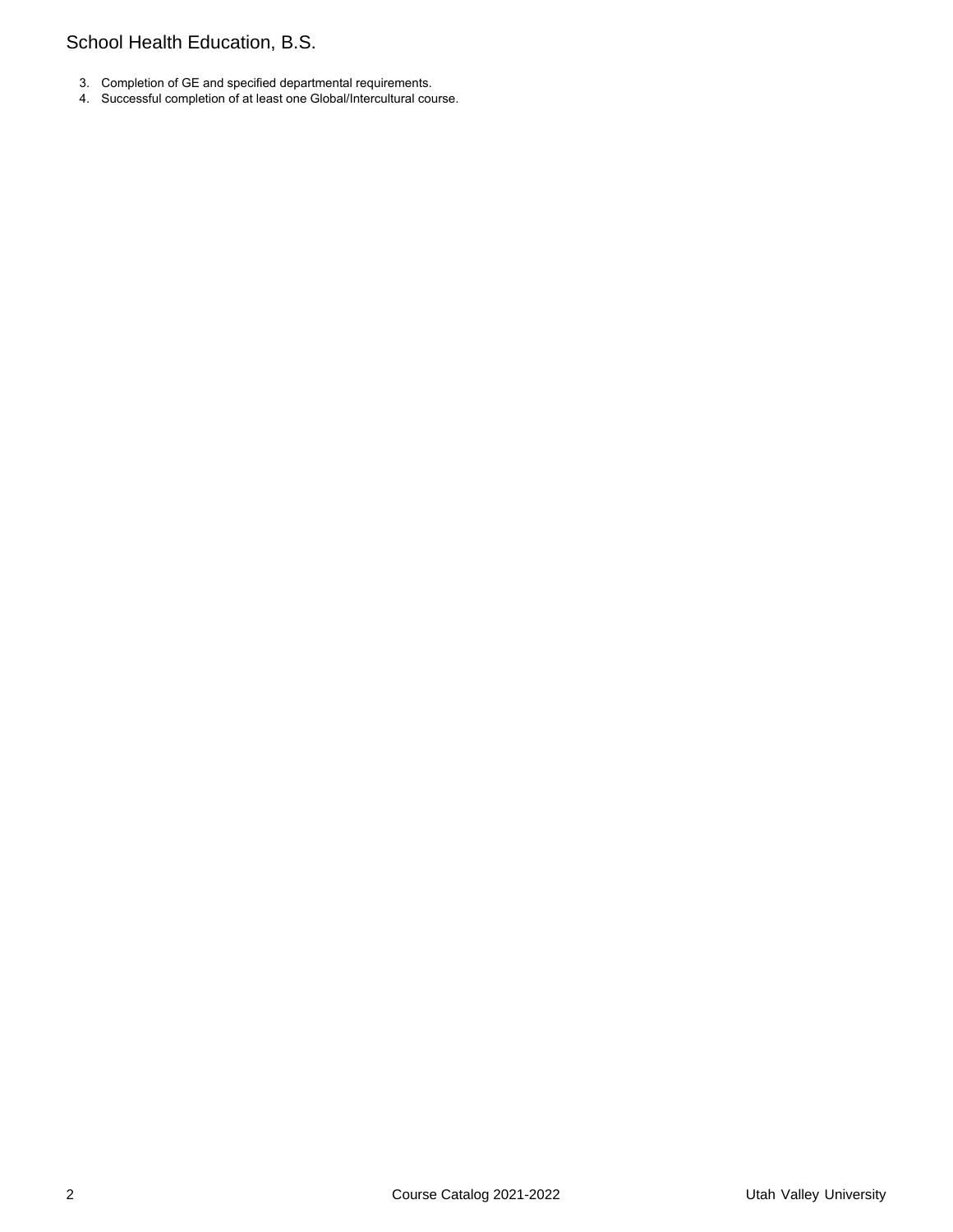3. Completion of GE and specified departmental requirements.
4. Successful completion of at least one Global/Intercultural course.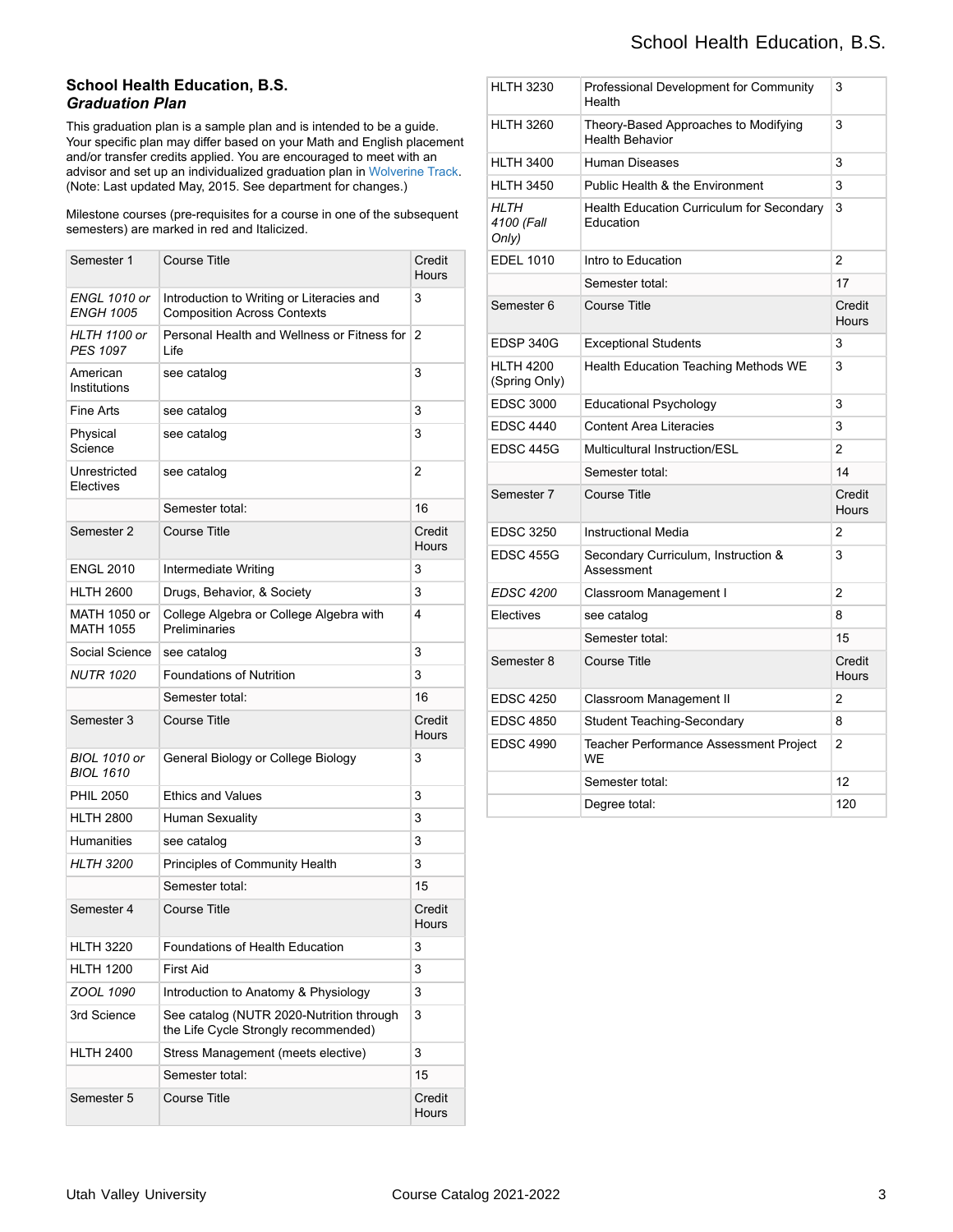## School Health Education, B.S.

### *Graduation Plan*

This graduation plan is a sample plan and is intended to be a guide. Your specific plan may differ based on your Math and English placement and/or transfer credits applied. You are encouraged to meet with an advisor and set up an individualized graduation plan in Wolverine Track. (Note: Last updated May, 2015. See department for changes.)

Milestone courses (pre-requisites for a course in one of the subsequent semesters) are marked in red and Italicized.

| Semester 1 | Course Title | Credit Hours |
|---|---|---|
| *ENGL 1010 or ENGH 1005* | Introduction to Writing or Literacies and Composition Across Contexts | 3 |
| *HLTH 1100 or PES 1097* | Personal Health and Wellness or Fitness for Life | 2 |
| American Institutions | see catalog | 3 |
| Fine Arts | see catalog | 3 |
| Physical Science | see catalog | 3 |
| Unrestricted Electives | see catalog | 2 |
| | Semester total: | 16 |
| **Semester 2** | **Course Title** | **Credit Hours** |
| ENGL 2010 | Intermediate Writing | 3 |
| HLTH 2600 | Drugs, Behavior, & Society | 3 |
| MATH 1050 or MATH 1055 | College Algebra or College Algebra with Preliminaries | 4 |
| Social Science | see catalog | 3 |
| *NUTR 1020* | Foundations of Nutrition | 3 |
| | Semester total: | 16 |
| **Semester 3** | **Course Title** | **Credit Hours** |
| *BIOL 1010 or BIOL 1610* | General Biology or College Biology | 3 |
| PHIL 2050 | Ethics and Values | 3 |
| HLTH 2800 | Human Sexuality | 3 |
| Humanities | see catalog | 3 |
| *HLTH 3200* | Principles of Community Health | 3 |
| | Semester total: | 15 |
| **Semester 4** | **Course Title** | **Credit Hours** |
| HLTH 3220 | Foundations of Health Education | 3 |
| HLTH 1200 | First Aid | 3 |
| *ZOOL 1090* | Introduction to Anatomy & Physiology | 3 |
| 3rd Science | See catalog (NUTR 2020-Nutrition through the Life Cycle Strongly recommended) | 3 |
| HLTH 2400 | Stress Management (meets elective) | 3 |
| | Semester total: | 15 |
| **Semester 5** | **Course Title** | **Credit Hours** |
| HLTH 3230 | Professional Development for Community Health | 3 |
| HLTH 3260 | Theory-Based Approaches to Modifying Health Behavior | 3 |
| HLTH 3400 | Human Diseases | 3 |
| HLTH 3450 | Public Health & the Environment | 3 |
| *HLTH 4100 (Fall Only)* | Health Education Curriculum for Secondary Education | 3 |
| EDEL 1010 | Intro to Education | 2 |
| | Semester total: | 17 |
| **Semester 6** | **Course Title** | **Credit Hours** |
| EDSP 340G | Exceptional Students | 3 |
| HLTH 4200 (Spring Only) | Health Education Teaching Methods WE | 3 |
| EDSC 3000 | Educational Psychology | 3 |
| EDSC 4440 | Content Area Literacies | 3 |
| EDSC 445G | Multicultural Instruction/ESL | 2 |
| | Semester total: | 14 |
| **Semester 7** | **Course Title** | **Credit Hours** |
| EDSC 3250 | Instructional Media | 2 |
| EDSC 455G | Secondary Curriculum, Instruction & Assessment | 3 |
| *EDSC 4200* | Classroom Management I | 2 |
| Electives | see catalog | 8 |
| | Semester total: | 15 |
| **Semester 8** | **Course Title** | **Credit Hours** |
| EDSC 4250 | Classroom Management II | 2 |
| EDSC 4850 | Student Teaching-Secondary | 8 |
| EDSC 4990 | Teacher Performance Assessment Project WE | 2 |
| | Semester total: | 12 |
| | Degree total: | 120 |